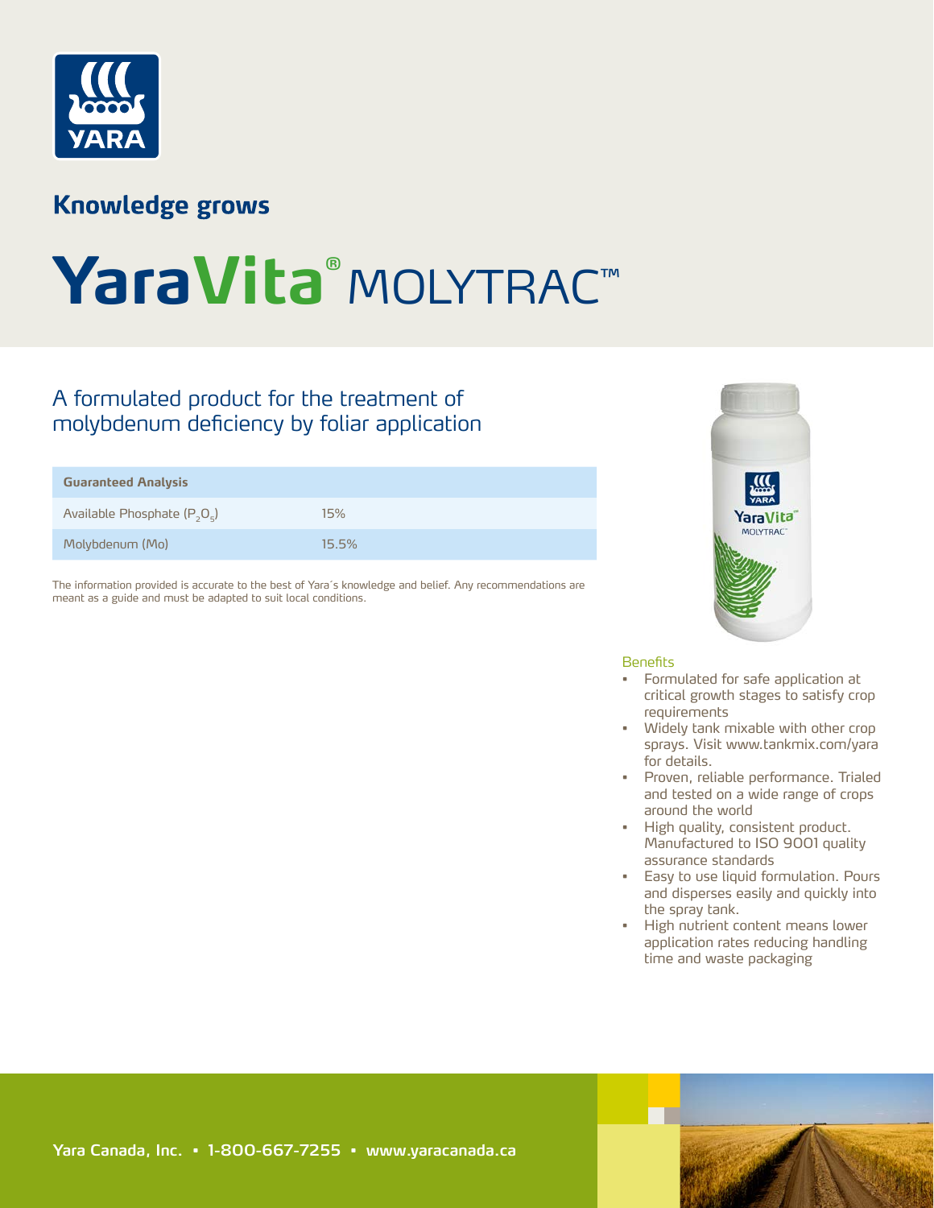Knowledge grows

# YaraVita® MOLYTRAC™

## A formulated product for the treatment of molybdenum deficiency by foliar application

| Guaranteed Analysis | |
|---|---|
| Available Phosphate ($P_2O_5$) | 15% |
| Molybdenum (Mo) | 15.5% |

The information provided is accurate to the best of Yara´s knowledge and belief. Any recommendations are meant as a guide and must be adapted to suit local conditions.

### Benefits

- Formulated for safe application at critical growth stages to satisfy crop requirements
- Widely tank mixable with other crop sprays. Visit www.tankmix.com/yara for details.
- Proven, reliable performance. Trialed and tested on a wide range of crops around the world
- High quality, consistent product. Manufactured to ISO 9001 quality assurance standards
- Easy to use liquid formulation. Pours and disperses easily and quickly into the spray tank.
- High nutrient content means lower application rates reducing handling time and waste packaging

Yara Canada, Inc. ▪ 1-800-667-7255 ▪ www.yaracanada.ca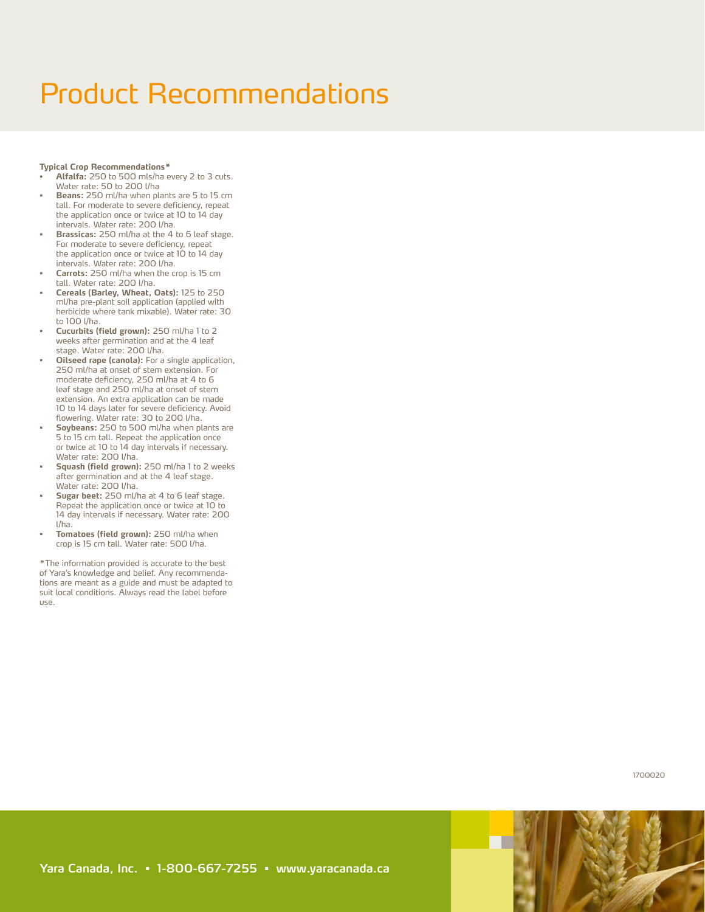# Product Recommendations

**Typical Crop Recommendations***

- **Alfalfa:** 250 to 500 mls/ha every 2 to 3 cuts. Water rate: 50 to 200 l/ha
- **Beans:** 250 ml/ha when plants are 5 to 15 cm tall. For moderate to severe deficiency, repeat the application once or twice at 10 to 14 day intervals. Water rate: 200 l/ha.
- **Brassicas:** 250 ml/ha at the 4 to 6 leaf stage. For moderate to severe deficiency, repeat the application once or twice at 10 to 14 day intervals. Water rate: 200 l/ha.
- **Carrots:** 250 ml/ha when the crop is 15 cm tall. Water rate: 200 l/ha.
- **Cereals (Barley, Wheat, Oats):** 125 to 250 ml/ha pre-plant soil application (applied with herbicide where tank mixable). Water rate: 30 to 100 l/ha.
- **Cucurbits (field grown):** 250 ml/ha 1 to 2 weeks after germination and at the 4 leaf stage. Water rate: 200 l/ha.
- **Oilseed rape (canola):** For a single application, 250 ml/ha at onset of stem extension. For moderate deficiency, 250 ml/ha at 4 to 6 leaf stage and 250 ml/ha at onset of stem extension. An extra application can be made 10 to 14 days later for severe deficiency. Avoid flowering. Water rate: 30 to 200 l/ha.
- **Soybeans:** 250 to 500 ml/ha when plants are 5 to 15 cm tall. Repeat the application once or twice at 10 to 14 day intervals if necessary. Water rate: 200 l/ha.
- **Squash (field grown):** 250 ml/ha 1 to 2 weeks after germination and at the 4 leaf stage. Water rate: 200 l/ha.
- **Sugar beet:** 250 ml/ha at 4 to 6 leaf stage. Repeat the application once or twice at 10 to 14 day intervals if necessary. Water rate: 200 l/ha.
- **Tomatoes (field grown):** 250 ml/ha when crop is 15 cm tall. Water rate: 500 l/ha.

*The information provided is accurate to the best of Yara's knowledge and belief. Any recommendations are meant as a guide and must be adapted to suit local conditions. Always read the label before use.

1700020

Yara Canada, Inc. • 1-800-667-7255 • www.yaracanada.ca